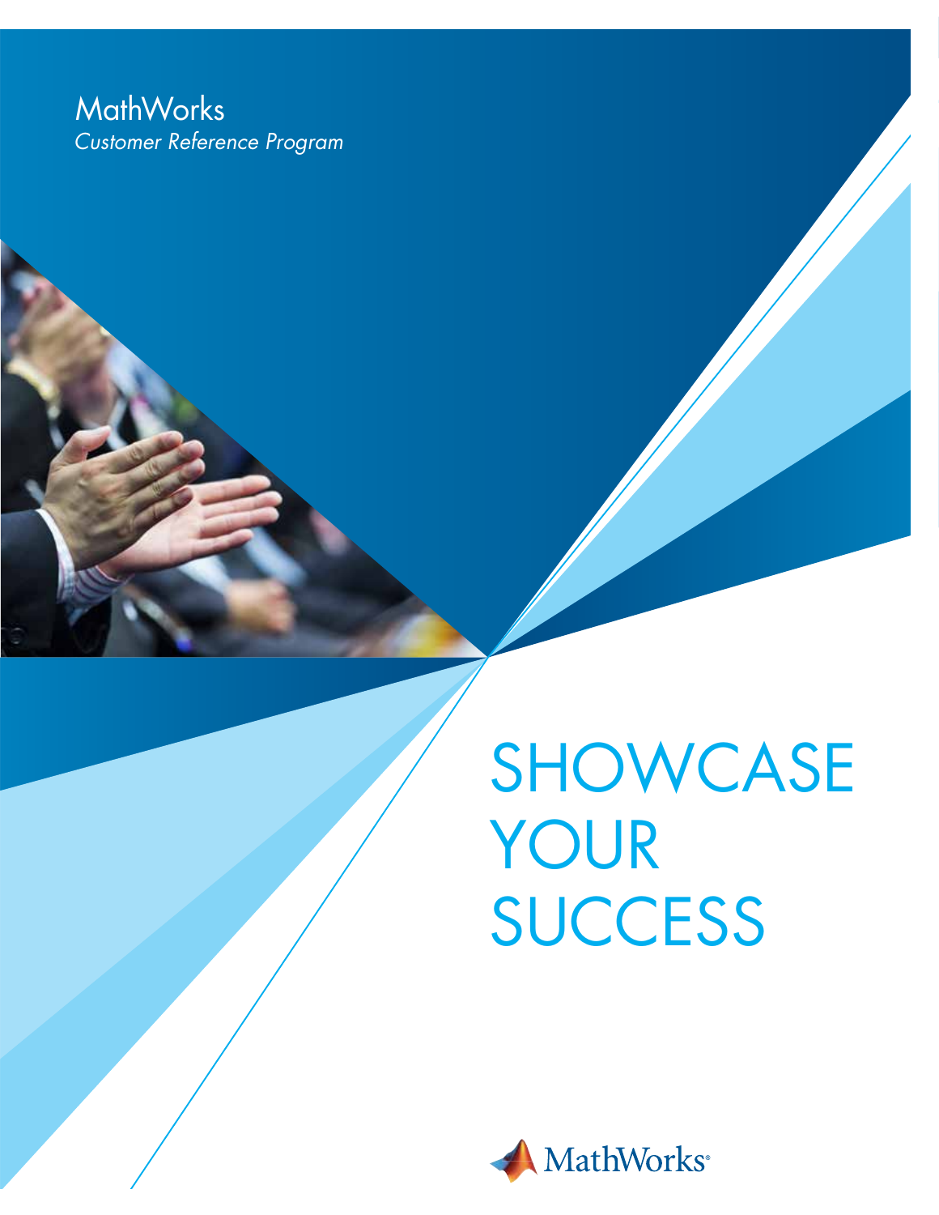MathWorks

*Customer Reference Program*

# SHOWCASE YOUR SUCCESS

MathWorks®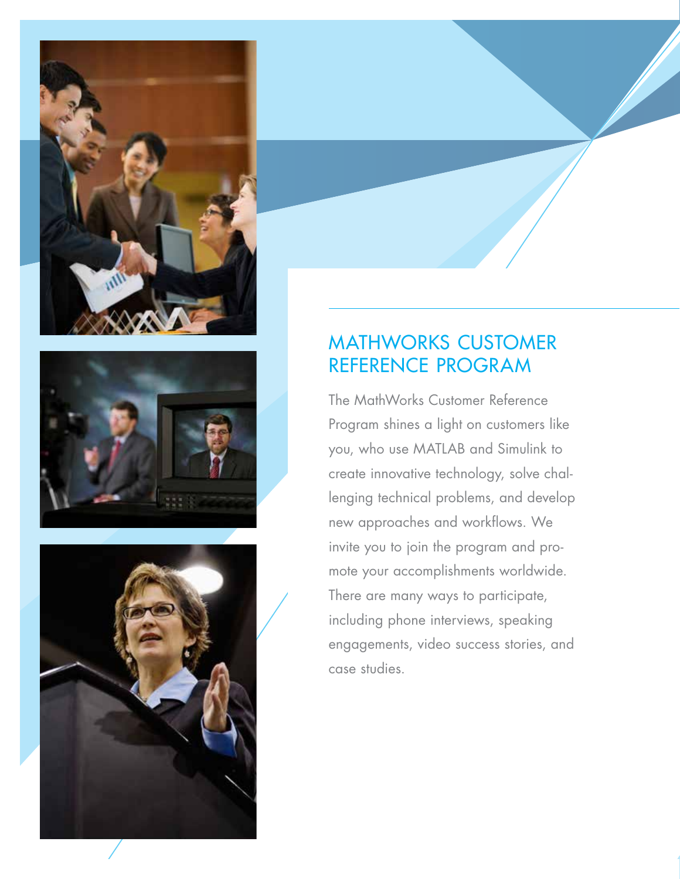## MATHWORKS CUSTOMER REFERENCE PROGRAM

The MathWorks Customer Reference Program shines a light on customers like you, who use MATLAB and Simulink to create innovative technology, solve challenging technical problems, and develop new approaches and workflows. We invite you to join the program and promote your accomplishments worldwide. There are many ways to participate, including phone interviews, speaking engagements, video success stories, and case studies.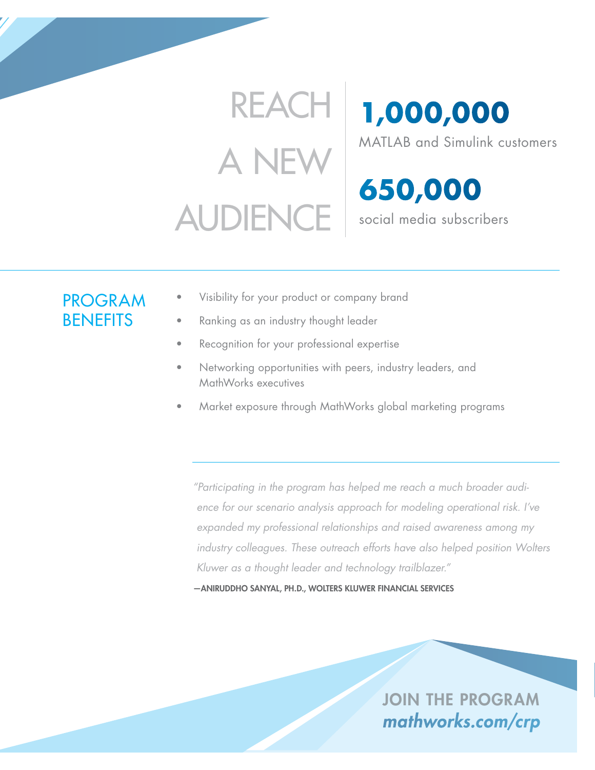# REACH A NEW AUDIENCE

**1,000,000**
MATLAB and Simulink customers

**650,000**
social media subscribers

## PROGRAM BENEFITS

- Visibility for your product or company brand
- Ranking as an industry thought leader
- Recognition for your professional expertise
- Networking opportunities with peers, industry leaders, and MathWorks executives
- Market exposure through MathWorks global marketing programs

*"Participating in the program has helped me reach a much broader audience for our scenario analysis approach for modeling operational risk. I've expanded my professional relationships and raised awareness among my industry colleagues. These outreach efforts have also helped position Wolters Kluwer as a thought leader and technology trailblazer."*

—ANIRUDDHO SANYAL, PH.D., WOLTERS KLUWER FINANCIAL SERVICES

**JOIN THE PROGRAM**
***mathworks.com/crp***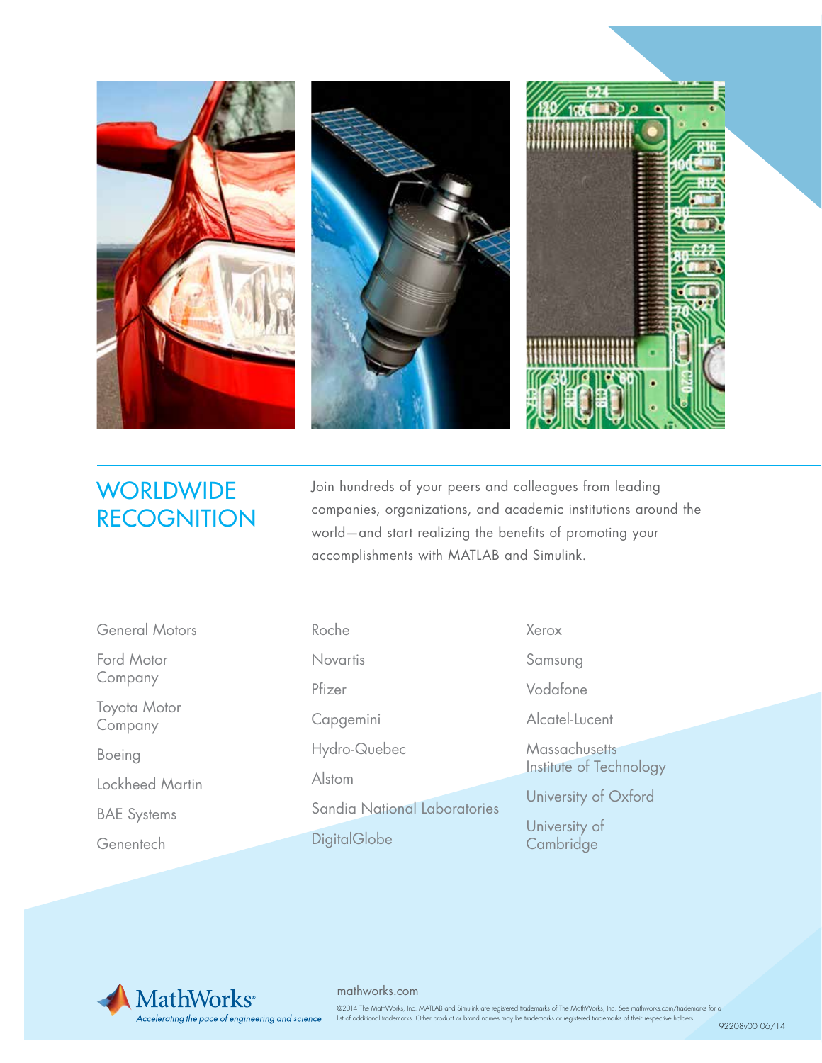## WORLDWIDE RECOGNITION

Join hundreds of your peers and colleagues from leading companies, organizations, and academic institutions around the world—and start realizing the benefits of promoting your accomplishments with MATLAB and Simulink.

- General Motors
- Ford Motor Company
- Toyota Motor Company
- Boeing
- Lockheed Martin
- BAE Systems
- Genentech
- Roche
- Novartis
- Pfizer
- Capgemini
- Hydro-Quebec
- Alstom
- Sandia National Laboratories
- DigitalGlobe
- Xerox
- Samsung
- Vodafone
- Alcatel-Lucent
- Massachusetts Institute of Technology
- University of Oxford
- University of Cambridge

MathWorks®
*Accelerating the pace of engineering and science*

mathworks.com

©2014 The MathWorks, Inc. MATLAB and Simulink are registered trademarks of The MathWorks, Inc. See mathworks.com/trademarks for a list of additional trademarks. Other product or brand names may be trademarks or registered trademarks of their respective holders.

92208v00 06/14